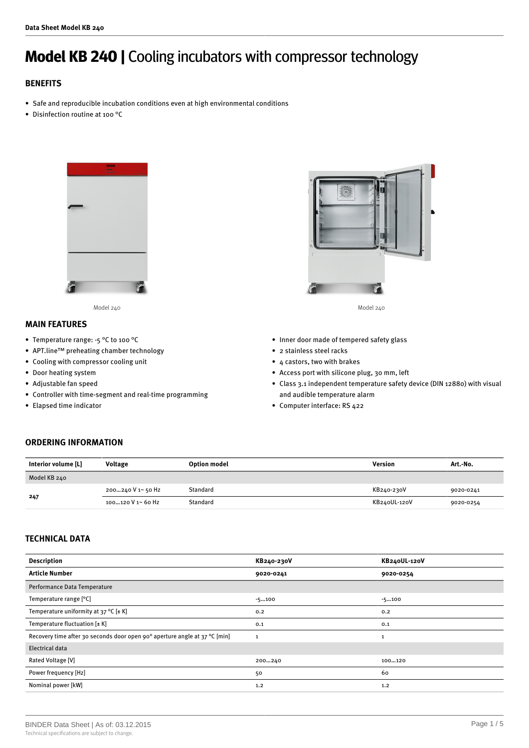# **Model KB 240 |** Cooling incubators with compressor technology

## BENEFITS

- Safe and reproducible incubation conditions even at high environmental conditions
- Disinfection routine at 100 °C

Model 240

Model 240

## MAIN FEATURES

- Temperature range: -5 °C to 100 °C
- APT.line™ preheating chamber technology
- Cooling with compressor cooling unit
- Door heating system
- Adjustable fan speed
- Controller with time-segment and real-time programming
- Elapsed time indicator
- Inner door made of tempered safety glass
- 2 stainless steel racks
- 4 castors, two with brakes
- Access port with silicone plug, 30 mm, left
- Class 3.1 independent temperature safety device (DIN 12880) with visual and audible temperature alarm
- Computer interface: RS 422

## ORDERING INFORMATION

| Interior volume [L] | Voltage | Option model | Version | Art.-No. |
|---|---|---|---|---|
| Model KB 240 | | | | |
| 247 | 200...240 V 1~ 50 Hz | Standard | KB240-230V | 9020-0241 |
| | 100...120 V 1~ 60 Hz | Standard | KB240UL-120V | 9020-0254 |

## TECHNICAL DATA

| Description | KB240-230V | KB240UL-120V |
|---|---|---|
| **Article Number** | **9020-0241** | **9020-0254** |
| Performance Data Temperature | | |
| Temperature range [°C] | -5...100 | -5...100 |
| Temperature uniformity at 37 °C [± K] | 0.2 | 0.2 |
| Temperature fluctuation [± K] | 0.1 | 0.1 |
| Recovery time after 30 seconds door open 90° aperture angle at 37 °C [min] | 1 | 1 |
| Electrical data | | |
| Rated Voltage [V] | 200...240 | 100...120 |
| Power frequency [Hz] | 50 | 60 |
| Nominal power [kW] | 1.2 | 1.2 |

BINDER Data Sheet | As of: 03.12.2015
Technical specifications are subject to change.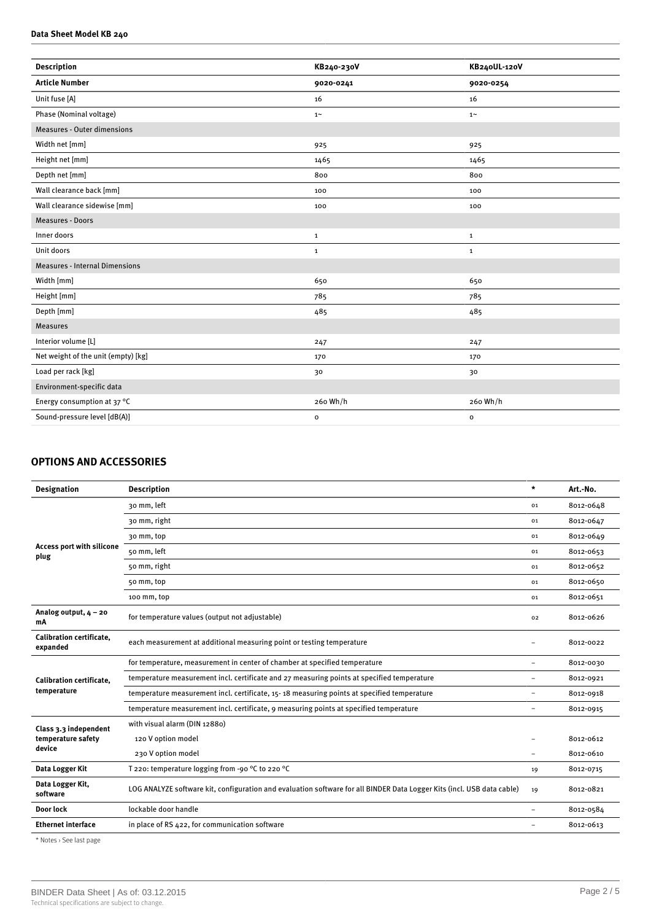| Description | KB240-230V | KB240UL-120V |
| --- | --- | --- |
| **Article Number** | **9020-0241** | **9020-0254** |
| Unit fuse [A] | 16 | 16 |
| Phase (Nominal voltage) | 1~ | 1~ |
| Measures - Outer dimensions | | |
| Width net [mm] | 925 | 925 |
| Height net [mm] | 1465 | 1465 |
| Depth net [mm] | 800 | 800 |
| Wall clearance back [mm] | 100 | 100 |
| Wall clearance sidewise [mm] | 100 | 100 |
| Measures - Doors | | |
| Inner doors | 1 | 1 |
| Unit doors | 1 | 1 |
| Measures - Internal Dimensions | | |
| Width [mm] | 650 | 650 |
| Height [mm] | 785 | 785 |
| Depth [mm] | 485 | 485 |
| Measures | | |
| Interior volume [L] | 247 | 247 |
| Net weight of the unit (empty) [kg] | 170 | 170 |
| Load per rack [kg] | 30 | 30 |
| Environment-specific data | | |
| Energy consumption at 37 °C | 260 Wh/h | 260 Wh/h |
| Sound-pressure level [dB(A)] | 0 | 0 |

## OPTIONS AND ACCESSORIES

| Designation | Description | * | Art.-No. |
| --- | --- | --- | --- |
| **Access port with silicone plug** | 30 mm, left | 01 | 8012-0648 |
| | 30 mm, right | 01 | 8012-0647 |
| | 30 mm, top | 01 | 8012-0649 |
| | 50 mm, left | 01 | 8012-0653 |
| | 50 mm, right | 01 | 8012-0652 |
| | 50 mm, top | 01 | 8012-0650 |
| | 100 mm, top | 01 | 8012-0651 |
| **Analog output, 4 – 20 mA** | for temperature values (output not adjustable) | 02 | 8012-0626 |
| **Calibration certificate, expanded** | each measurement at additional measuring point or testing temperature | – | 8012-0022 |
| **Calibration certificate, temperature** | for temperature, measurement in center of chamber at specified temperature | – | 8012-0030 |
| | temperature measurement incl. certificate and 27 measuring points at specified temperature | – | 8012-0921 |
| | temperature measurement incl. certificate, 15- 18 measuring points at specified temperature | – | 8012-0918 |
| | temperature measurement incl. certificate, 9 measuring points at specified temperature | – | 8012-0915 |
| **Class 3.3 independent temperature safety device** | with visual alarm (DIN 12880) | | |
| | 120 V option model | – | 8012-0612 |
| | 230 V option model | – | 8012-0610 |
| **Data Logger Kit** | T 220: temperature logging from -90 °C to 220 °C | 19 | 8012-0715 |
| **Data Logger Kit, software** | LOG ANALYZE software kit, configuration and evaluation software for all BINDER Data Logger Kits (incl. USB data cable) | 19 | 8012-0821 |
| **Door lock** | lockable door handle | – | 8012-0584 |
| **Ethernet interface** | in place of RS 422, for communication software | – | 8012-0613 |

\* Notes › See last page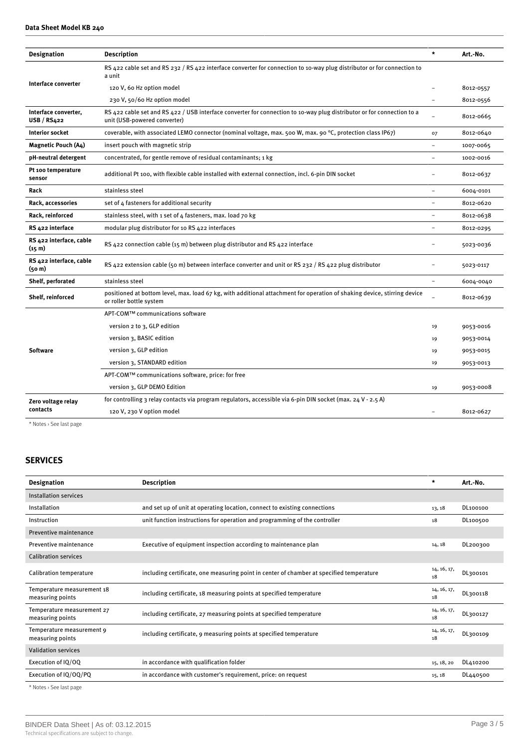| Designation | Description | * | Art.-No. |
|---|---|---|---|
| Interface converter | RS 422 cable set and RS 232 / RS 422 interface converter for connection to 10-way plug distributor or for connection to a unit | | |
| | 120 V, 60 Hz option model | – | 8012-0557 |
| | 230 V, 50/60 Hz option model | – | 8012-0556 |
| Interface converter, USB / RS422 | RS 422 cable set and RS 422 / USB interface converter for connection to 10-way plug distributor or for connection to a unit (USB-powered converter) | – | 8012-0665 |
| Interior socket | coverable, with associated LEMO connector (nominal voltage, max. 500 W, max. 90 °C, protection class IP67) | 07 | 8012-0640 |
| Magnetic Pouch (A4) | insert pouch with magnetic strip | – | 1007-0065 |
| pH-neutral detergent | concentrated, for gentle remove of residual contaminants; 1 kg | – | 1002-0016 |
| Pt 100 temperature sensor | additional Pt 100, with flexible cable installed with external connection, incl. 6-pin DIN socket | – | 8012-0637 |
| Rack | stainless steel | – | 6004-0101 |
| Rack, accessories | set of 4 fasteners for additional security | – | 8012-0620 |
| Rack, reinforced | stainless steel, with 1 set of 4 fasteners, max. load 70 kg | – | 8012-0638 |
| RS 422 interface | modular plug distributor for 10 RS 422 interfaces | – | 8012-0295 |
| RS 422 interface, cable (15 m) | RS 422 connection cable (15 m) between plug distributor and RS 422 interface | – | 5023-0036 |
| RS 422 interface, cable (50 m) | RS 422 extension cable (50 m) between interface converter and unit or RS 232 / RS 422 plug distributor | – | 5023-0117 |
| Shelf, perforated | stainless steel | – | 6004-0040 |
| Shelf, reinforced | positioned at bottom level, max. load 67 kg, with additional attachment for operation of shaking device, stirring device or roller bottle system | – | 8012-0639 |
| Software | APT-COM™ communications software | | |
| | version 2 to 3, GLP edition | 19 | 9053-0016 |
| | version 3, BASIC edition | 19 | 9053-0014 |
| | version 3, GLP edition | 19 | 9053-0015 |
| | version 3, STANDARD edition | 19 | 9053-0013 |
| | APT-COM™ communications software, price: for free | | |
| | version 3, GLP DEMO Edition | 19 | 9053-0008 |
| Zero voltage relay contacts | for controlling 3 relay contacts via program regulators, accessible via 6-pin DIN socket (max. 24 V - 2.5 A) | | |
| | 120 V, 230 V option model | – | 8012-0627 |

* Notes › See last page

## SERVICES

| Designation | Description | * | Art.-No. |
|---|---|---|---|
| Installation services | | | |
| Installation | and set up of unit at operating location, connect to existing connections | 13, 18 | DL100100 |
| Instruction | unit function instructions for operation and programming of the controller | 18 | DL100500 |
| Preventive maintenance | | | |
| Preventive maintenance | Executive of equipment inspection according to maintenance plan | 14, 18 | DL200300 |
| Calibration services | | | |
| Calibration temperature | including certificate, one measuring point in center of chamber at specified temperature | 14, 16, 17, 18 | DL300101 |
| Temperature measurement 18 measuring points | including certificate, 18 measuring points at specified temperature | 14, 16, 17, 18 | DL300118 |
| Temperature measurement 27 measuring points | including certificate, 27 measuring points at specified temperature | 14, 16, 17, 18 | DL300127 |
| Temperature measurement 9 measuring points | including certificate, 9 measuring points at specified temperature | 14, 16, 17, 18 | DL300109 |
| Validation services | | | |
| Execution of IQ/OQ | in accordance with qualification folder | 15, 18, 20 | DL410200 |
| Execution of IQ/OQ/PQ | in accordance with customer's requirement, price: on request | 15, 18 | DL440500 |

* Notes › See last page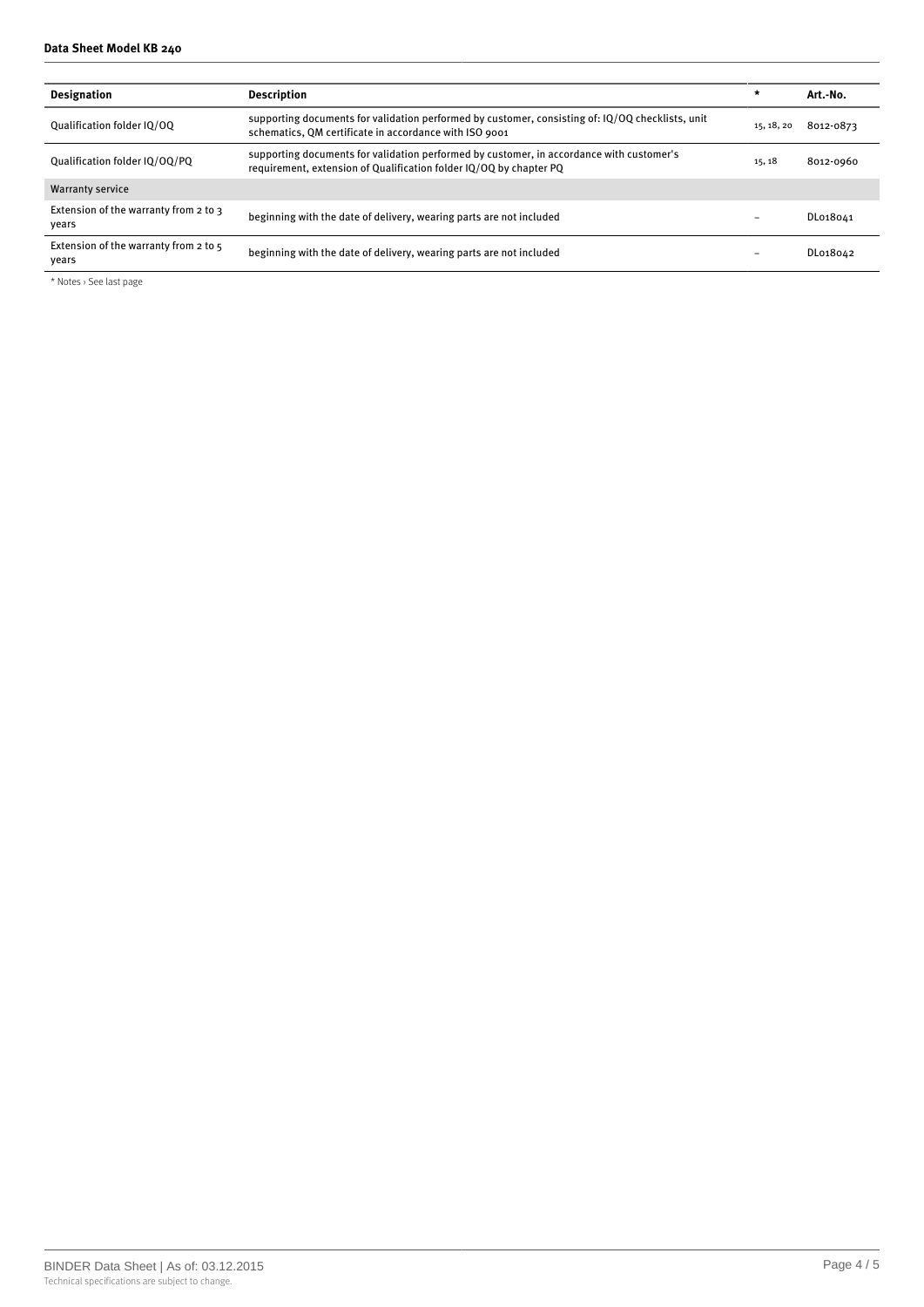| Designation | Description | * | Art.-No. |
|---|---|---|---|
| Qualification folder IQ/OQ | supporting documents for validation performed by customer, consisting of: IQ/OQ checklists, unit schematics, QM certificate in accordance with ISO 9001 | 15, 18, 20 | 8012-0873 |
| Qualification folder IQ/OQ/PQ | supporting documents for validation performed by customer, in accordance with customer's requirement, extension of Qualification folder IQ/OQ by chapter PQ | 15, 18 | 8012-0960 |
| Warranty service | | | |
| Extension of the warranty from 2 to 3 years | beginning with the date of delivery, wearing parts are not included | – | DL018041 |
| Extension of the warranty from 2 to 5 years | beginning with the date of delivery, wearing parts are not included | – | DL018042 |

* Notes › See last page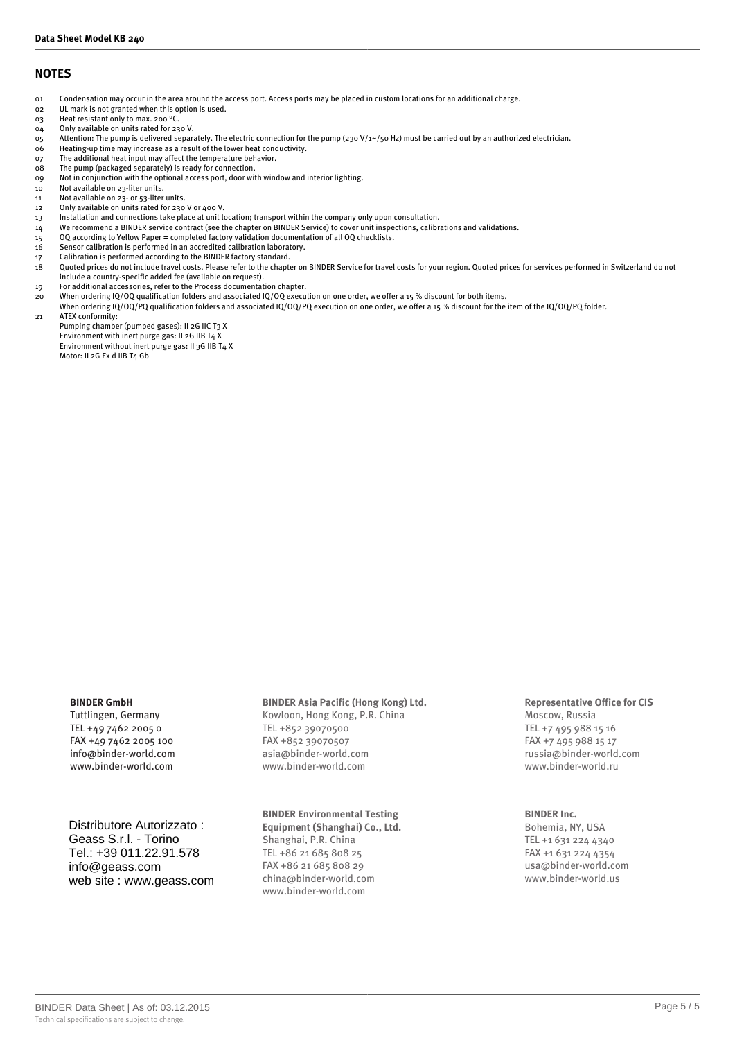## NOTES

01 Condensation may occur in the area around the access port. Access ports may be placed in custom locations for an additional charge.
02 UL mark is not granted when this option is used.
03 Heat resistant only to max. 200 °C.
04 Only available on units rated for 230 V.
05 Attention: The pump is delivered separately. The electric connection for the pump (230 V/1~/50 Hz) must be carried out by an authorized electrician.
06 Heating-up time may increase as a result of the lower heat conductivity.
07 The additional heat input may affect the temperature behavior.
08 The pump (packaged separately) is ready for connection.
09 Not in conjunction with the optional access port, door with window and interior lighting.
10 Not available on 23-liter units.
11 Not available on 23- or 53-liter units.
12 Only available on units rated for 230 V or 400 V.
13 Installation and connections take place at unit location; transport within the company only upon consultation.
14 We recommend a BINDER service contract (see the chapter on BINDER Service) to cover unit inspections, calibrations and validations.
15 OQ according to Yellow Paper = completed factory validation documentation of all OQ checklists.
16 Sensor calibration is performed in an accredited calibration laboratory.
17 Calibration is performed according to the BINDER factory standard.
18 Quoted prices do not include travel costs. Please refer to the chapter on BINDER Service for travel costs for your region. Quoted prices for services performed in Switzerland do not include a country-specific added fee (available on request).
19 For additional accessories, refer to the Process documentation chapter.
20 When ordering IQ/OQ qualification folders and associated IQ/OQ execution on one order, we offer a 15 % discount for both items.
When ordering IQ/OQ/PQ qualification folders and associated IQ/OQ/PQ execution on one order, we offer a 15 % discount for the item of the IQ/OQ/PQ folder.
21 ATEX conformity:
Pumping chamber (pumped gases): II 2G IIC T3 X
Environment with inert purge gas: II 2G IIB T4 X
Environment without inert purge gas: II 3G IIB T4 X
Motor: II 2G Ex d IIB T4 Gb

**BINDER GmbH**
Tuttlingen, Germany
TEL +49 7462 2005 0
FAX +49 7462 2005 100
info@binder-world.com
www.binder-world.com

Distributore Autorizzato :
Geass S.r.l. - Torino
Tel.: +39 011.22.91.578
info@geass.com
web site : www.geass.com

**BINDER Asia Pacific (Hong Kong) Ltd.**
Kowloon, Hong Kong, P.R. China
TEL +852 39070500
FAX +852 39070507
asia@binder-world.com
www.binder-world.com

**BINDER Environmental Testing Equipment (Shanghai) Co., Ltd.**
Shanghai, P.R. China
TEL +86 21 685 808 25
FAX +86 21 685 808 29
china@binder-world.com
www.binder-world.com

**Representative Office for CIS**
Moscow, Russia
TEL +7 495 988 15 16
FAX +7 495 988 15 17
russia@binder-world.com
www.binder-world.ru

**BINDER Inc.**
Bohemia, NY, USA
TEL +1 631 224 4340
FAX +1 631 224 4354
usa@binder-world.com
www.binder-world.us

BINDER Data Sheet | As of: 03.12.2015
Technical specifications are subject to change.